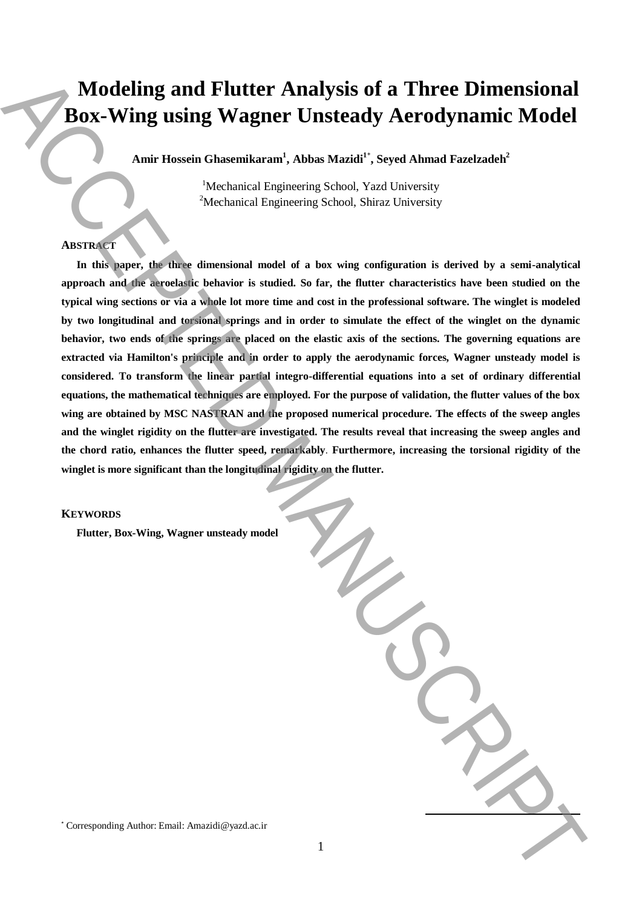# Modeling and Flutter Analysis of a Three Dimensional Box-Wing using Wagner Unsteady Aerodynamic Model

**Amir Hossein Ghasemikaram[1], Abbas Mazidi[1*], Seyed Ahmad Fazelzadeh[2]**

[1]Mechanical Engineering School, Yazd University
[2]Mechanical Engineering School, Shiraz University

## ABSTRACT

**In this paper, the three dimensional model of a box wing configuration is derived by a semi-analytical approach and the aeroelastic behavior is studied. So far, the flutter characteristics have been studied on the typical wing sections or via a whole lot more time and cost in the professional software. The winglet is modeled by two longitudinal and torsional springs and in order to simulate the effect of the winglet on the dynamic behavior, two ends of the springs are placed on the elastic axis of the sections. The governing equations are extracted via Hamilton's principle and in order to apply the aerodynamic forces, Wagner unsteady model is considered. To transform the linear partial integro-differential equations into a set of ordinary differential equations, the mathematical techniques are employed. For the purpose of validation, the flutter values of the box wing are obtained by MSC NASTRAN and the proposed numerical procedure. The effects of the sweep angles and the winglet rigidity on the flutter are investigated. The results reveal that increasing the sweep angles and the chord ratio, enhances the flutter speed, remarkably. Furthermore, increasing the torsional rigidity of the winglet is more significant than the longitudinal rigidity on the flutter.**

## KEYWORDS

**Flutter, Box-Wing, Wagner unsteady model**

[*] Corresponding Author: Email: Amazidi@yazd.ac.ir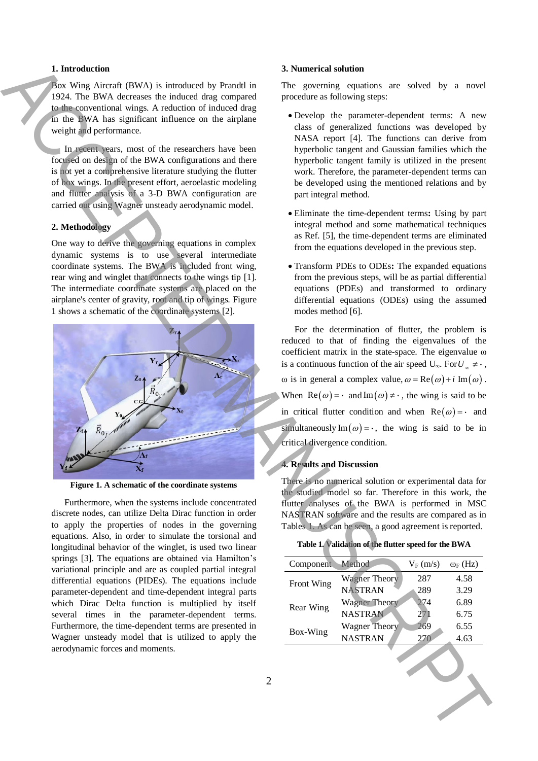## 1. Introduction

Box Wing Aircraft (BWA) is introduced by Prandtl in 1924. The BWA decreases the induced drag compared to the conventional wings. A reduction of induced drag in the BWA has significant influence on the airplane weight and performance.

In recent years, most of the researchers have been focused on design of the BWA configurations and there is not yet a comprehensive literature studying the flutter of box wings. In the present effort, aeroelastic modeling and flutter analysis of a 3-D BWA configuration are carried out using Wagner unsteady aerodynamic model.

## 2. Methodology

One way to derive the governing equations in complex dynamic systems is to use several intermediate coordinate systems. The BWA is included front wing, rear wing and winglet that connects to the wings tip [1]. The intermediate coordinate systems are placed on the airplane's center of gravity, root and tip of wings. Figure 1 shows a schematic of the coordinate systems [2].

**Figure 1. A schematic of the coordinate systems**

Furthermore, when the systems include concentrated discrete nodes, can utilize Delta Dirac function in order to apply the properties of nodes in the governing equations. Also, in order to simulate the torsional and longitudinal behavior of the winglet, is used two linear springs [3]. The equations are obtained via Hamilton's variational principle and are as coupled partial integral differential equations (PIDEs). The equations include parameter-dependent and time-dependent integral parts which Dirac Delta function is multiplied by itself several times in the parameter-dependent terms. Furthermore, the time-dependent terms are presented in Wagner unsteady model that is utilized to apply the aerodynamic forces and moments.

## 3. Numerical solution

The governing equations are solved by a novel procedure as following steps:

- Develop the parameter-dependent terms: A new class of generalized functions was developed by NASA report [4]. The functions can derive from hyperbolic tangent and Gaussian families which the hyperbolic tangent family is utilized in the present work. Therefore, the parameter-dependent terms can be developed using the mentioned relations and by part integral method.
- Eliminate the time-dependent terms**:** Using by part integral method and some mathematical techniques as Ref. [5], the time-dependent terms are eliminated from the equations developed in the previous step.
- Transform PDEs to ODEs**:** The expanded equations from the previous steps, will be as partial differential equations (PDEs) and transformed to ordinary differential equations (ODEs) using the assumed modes method [6].

For the determination of flutter, the problem is reduced to that of finding the eigenvalues of the coefficient matrix in the state-space. The eigenvalue ω is a continuous function of the air speed $U_\infty$. For $U_\infty \neq 0$, ω is in general a complex value, $\omega = \mathrm{Re}(\omega) + i\,\mathrm{Im}(\omega)$. When $\mathrm{Re}(\omega) = 0$ and $\mathrm{Im}(\omega) \neq 0$, the wing is said to be in critical flutter condition and when $\mathrm{Re}(\omega) = 0$ and simultaneously $\mathrm{Im}(\omega) = 0$, the wing is said to be in critical divergence condition.

## 4. Results and Discussion

There is no numerical solution or experimental data for the studied model so far. Therefore in this work, the flutter analyses of the BWA is performed in MSC NASTRAN software and the results are compared as in Tables 1. As can be seen, a good agreement is reported.

**Table 1. Validation of the flutter speed for the BWA**

| Component | Method | $V_F$ (m/s) | $\omega_F$ (Hz) |
|---|---|---|---|
| Front Wing | Wagner Theory | 287 | 4.58 |
| | NASTRAN | 289 | 3.29 |
| Rear Wing | Wagner Theory | 274 | 6.89 |
| | NASTRAN | 271 | 6.75 |
| Box-Wing | Wagner Theory | 269 | 6.55 |
| | NASTRAN | 270 | 4.63 |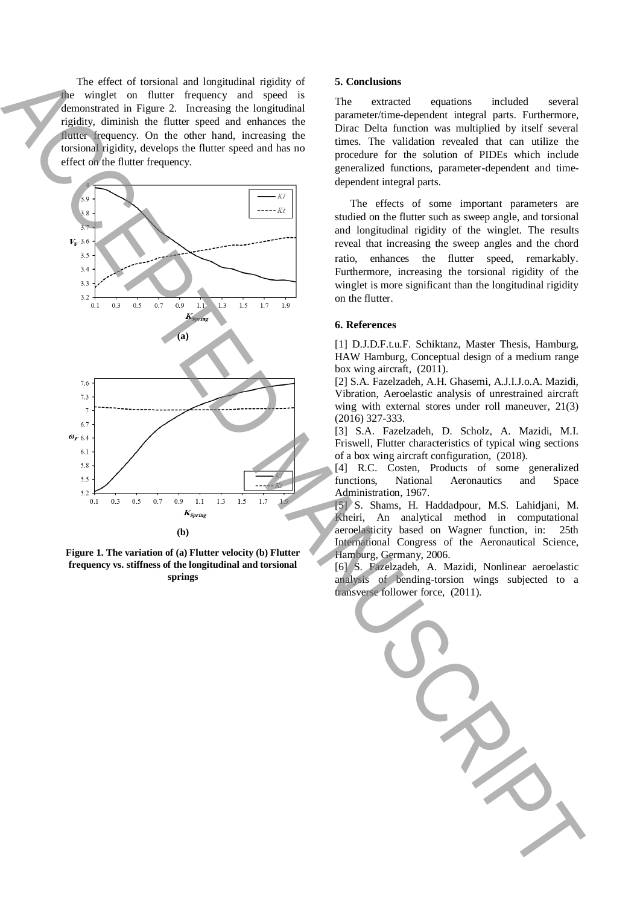The effect of torsional and longitudinal rigidity of the winglet on flutter frequency and speed is demonstrated in Figure 2. Increasing the longitudinal rigidity, diminish the flutter speed and enhances the flutter frequency. On the other hand, increasing the torsional rigidity, develops the flutter speed and has no effect on the flutter frequency.

4
3.9
3.8
3.7
$V_F$ 3.6
3.5
3.4
3.3
3.2
0.1 0.3 0.5 0.7 0.9 1.1 1.3 1.5 1.7 1.9
$K_{Spring}$
Kl
Kt

**(a)**

7.6
7.3
7
6.7
$\omega_F$ 6.4
6.1
5.8
5.5
5.2
0.1 0.3 0.5 0.7 0.9 1.1 1.3 1.5 1.7 1.9
$K_{Spring}$
Kl
Kt

**(b)**

**Figure 1. The variation of (a) Flutter velocity (b) Flutter frequency vs. stiffness of the longitudinal and torsional springs**

## 5. Conclusions

The extracted equations included several parameter/time-dependent integral parts. Furthermore, Dirac Delta function was multiplied by itself several times. The validation revealed that can utilize the procedure for the solution of PIDEs which include generalized functions, parameter-dependent and time-dependent integral parts.

The effects of some important parameters are studied on the flutter such as sweep angle, and torsional and longitudinal rigidity of the winglet. The results reveal that increasing the sweep angles and the chord ratio, enhances the flutter speed, remarkably. Furthermore, increasing the torsional rigidity of the winglet is more significant than the longitudinal rigidity on the flutter.

## 6. References

[1] D.J.D.F.t.u.F. Schiktanz, Master Thesis, Hamburg, HAW Hamburg, Conceptual design of a medium range box wing aircraft, (2011).

[2] S.A. Fazelzadeh, A.H. Ghasemi, A.J.I.J.o.A. Mazidi, Vibration, Aeroelastic analysis of unrestrained aircraft wing with external stores under roll maneuver, 21(3) (2016) 327-333.

[3] S.A. Fazelzadeh, D. Scholz, A. Mazidi, M.I. Friswell, Flutter characteristics of typical wing sections of a box wing aircraft configuration, (2018).

[4] R.C. Costen, Products of some generalized functions, National Aeronautics and Space Administration, 1967.

[5] S. Shams, H. Haddadpour, M.S. Lahidjani, M. Kheiri, An analytical method in computational aeroelasticity based on Wagner function, in: 25th International Congress of the Aeronautical Science, Hamburg, Germany, 2006.

[6] S. Fazelzadeh, A. Mazidi, Nonlinear aeroelastic analysis of bending-torsion wings subjected to a transverse follower force, (2011).